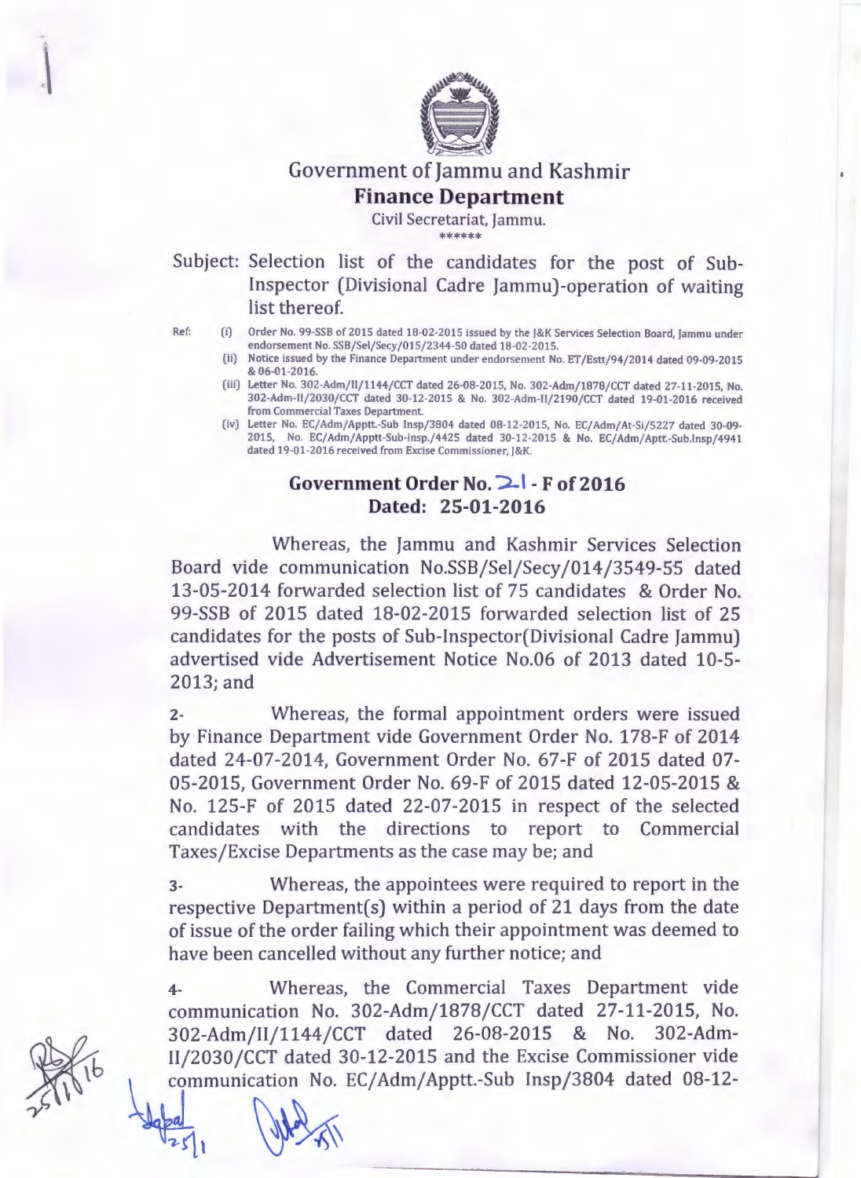# Government of Jammu and Kashmir

## Finance Department

Civil Secretariat, Jammu.

******

Subject: Selection list of the candidates for the post of Sub-Inspector (Divisional Cadre Jammu)-operation of waiting list thereof.

Ref:

(i) Order No. 99-SSB of 2015 dated 18-02-2015 issued by the J&K Services Selection Board, Jammu under endorsement No. SSB/Sel/Secy/015/2344-50 dated 18-02-2015.

(ii) Notice issued by the Finance Department under endorsement No. ET/Estt/94/2014 dated 09-09-2015 & 06-01-2016.

(iii) Letter No. 302-Adm/II/1144/CCT dated 26-08-2015, No. 302-Adm/1878/CCT dated 27-11-2015, No. 302-Adm-II/2030/CCT dated 30-12-2015 & No. 302-Adm-II/2190/CCT dated 19-01-2016 received from Commercial Taxes Department.

(iv) Letter No. EC/Adm/Apptt.-Sub Insp/3804 dated 08-12-2015, No. EC/Adm/At-Si/5227 dated 30-09-2015, No. EC/Adm/Apptt-Sub-insp./4425 dated 30-12-2015 & No. EC/Adm/Aptt.-Sub.Insp/4941 dated 19-01-2016 received from Excise Commissioner, J&K.

### Government Order No. 21 - F of 2016
### Dated: 25-01-2016

Whereas, the Jammu and Kashmir Services Selection Board vide communication No.SSB/Sel/Secy/014/3549-55 dated 13-05-2014 forwarded selection list of 75 candidates & Order No. 99-SSB of 2015 dated 18-02-2015 forwarded selection list of 25 candidates for the posts of Sub-Inspector(Divisional Cadre Jammu) advertised vide Advertisement Notice No.06 of 2013 dated 10-5-2013; and

2- Whereas, the formal appointment orders were issued by Finance Department vide Government Order No. 178-F of 2014 dated 24-07-2014, Government Order No. 67-F of 2015 dated 07-05-2015, Government Order No. 69-F of 2015 dated 12-05-2015 & No. 125-F of 2015 dated 22-07-2015 in respect of the selected candidates with the directions to report to Commercial Taxes/Excise Departments as the case may be; and

3- Whereas, the appointees were required to report in the respective Department(s) within a period of 21 days from the date of issue of the order failing which their appointment was deemed to have been cancelled without any further notice; and

4- Whereas, the Commercial Taxes Department vide communication No. 302-Adm/1878/CCT dated 27-11-2015, No. 302-Adm/II/1144/CCT dated 26-08-2015 & No. 302-Adm-II/2030/CCT dated 30-12-2015 and the Excise Commissioner vide communication No. EC/Adm/Apptt.-Sub Insp/3804 dated 08-12-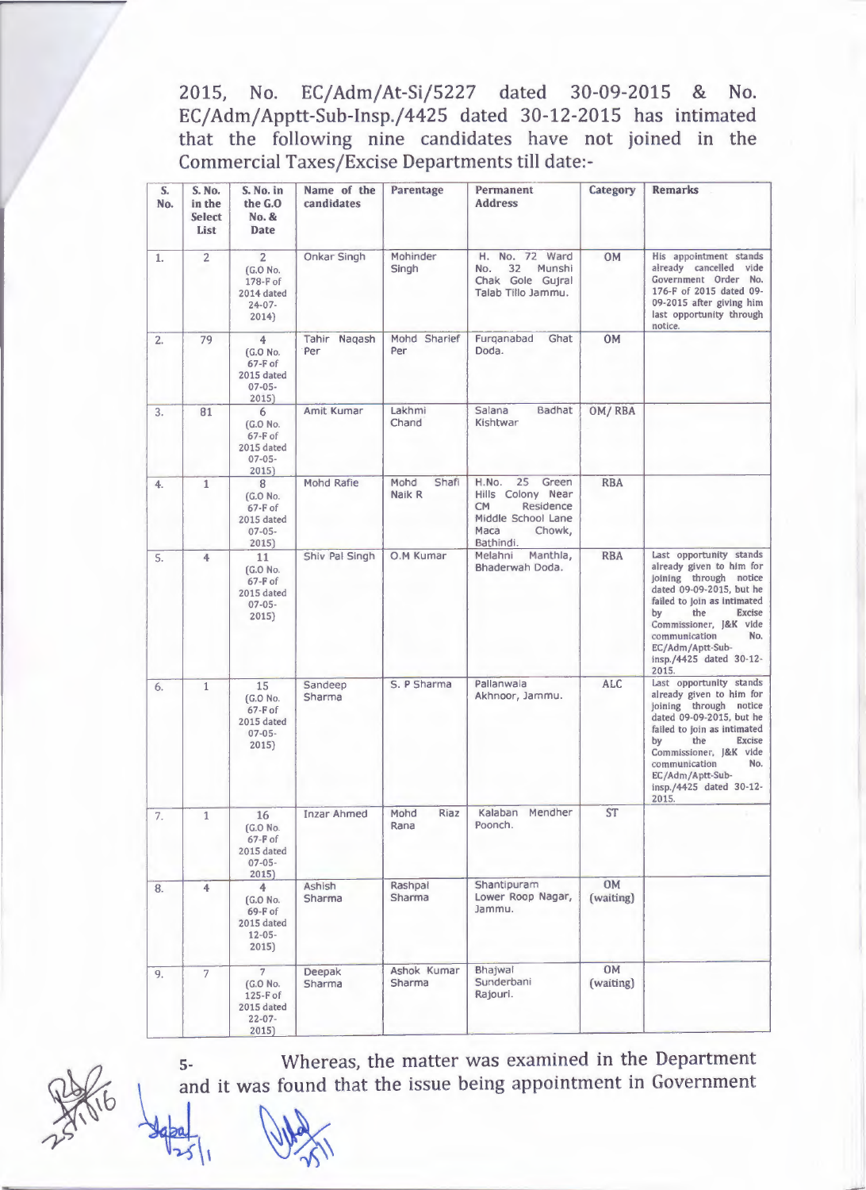2015, No. EC/Adm/At-Si/5227 dated 30-09-2015 & No. EC/Adm/Apptt-Sub-Insp./4425 dated 30-12-2015 has intimated that the following nine candidates have not joined in the Commercial Taxes/Excise Departments till date:-

| S. No. | S. No. in the Select List | S. No. in the G.O No. & Date | Name of the candidates | Parentage | Permanent Address | Category | Remarks |
|---|---|---|---|---|---|---|---|
| 1. | 2 | 2 (G.O No. 178-F of 2014 dated 24-07-2014) | Onkar Singh | Mohinder Singh | H. No. 72 Ward No. 32 Munshi Chak Gole Gujral Talab Tillo Jammu. | OM | His appointment stands already cancelled vide Government Order No. 176-F of 2015 dated 09-09-2015 after giving him last opportunity through notice. |
| 2. | 79 | 4 (G.O No. 67-F of 2015 dated 07-05-2015) | Tahir Naqash Per | Mohd Sharief Per | Furqanabad Ghat Doda. | OM | |
| 3. | 81 | 6 (G.O No. 67-F of 2015 dated 07-05-2015) | Amit Kumar | Lakhmi Chand | Salana Badhat Kishtwar | OM/ RBA | |
| 4. | 1 | 8 (G.O No. 67-F of 2015 dated 07-05-2015) | Mohd Rafie | Mohd Shafi Naik R | H.No. 25 Green Hills Colony Near CM Residence Middle School Lane Maca Chowk, Bathindi. | RBA | |
| 5. | 4 | 11 (G.O No. 67-F of 2015 dated 07-05-2015) | Shiv Pal Singh | O.M Kumar | Melahni Manthla, Bhaderwah Doda. | RBA | Last opportunity stands already given to him for joining through notice dated 09-09-2015, but he failed to join as intimated by the Excise Commissioner, J&K vide communication No. EC/Adm/Aptt-Sub-insp./4425 dated 30-12-2015. |
| 6. | 1 | 15 (G.O No. 67-F of 2015 dated 07-05-2015) | Sandeep Sharma | S. P Sharma | Pallanwala Akhnoor, Jammu. | ALC | Last opportunity stands already given to him for joining through notice dated 09-09-2015, but he failed to join as intimated by the Excise Commissioner, J&K vide communication No. EC/Adm/Aptt-Sub-insp./4425 dated 30-12-2015. |
| 7. | 1 | 16 (G.O No. 67-F of 2015 dated 07-05-2015) | Inzar Ahmed | Mohd Riaz Rana | Kalaban Mendher Poonch. | ST | |
| 8. | 4 | 4 (G.O No. 69-F of 2015 dated 12-05-2015) | Ashish Sharma | Rashpal Sharma | Shantipuram Lower Roop Nagar, Jammu. | OM (waiting) | |
| 9. | 7 | 7 (G.O No. 125-F of 2015 dated 22-07-2015) | Deepak Sharma | Ashok Kumar Sharma | Bhajwal Sunderbani Rajouri. | OM (waiting) | |

5- Whereas, the matter was examined in the Department and it was found that the issue being appointment in Government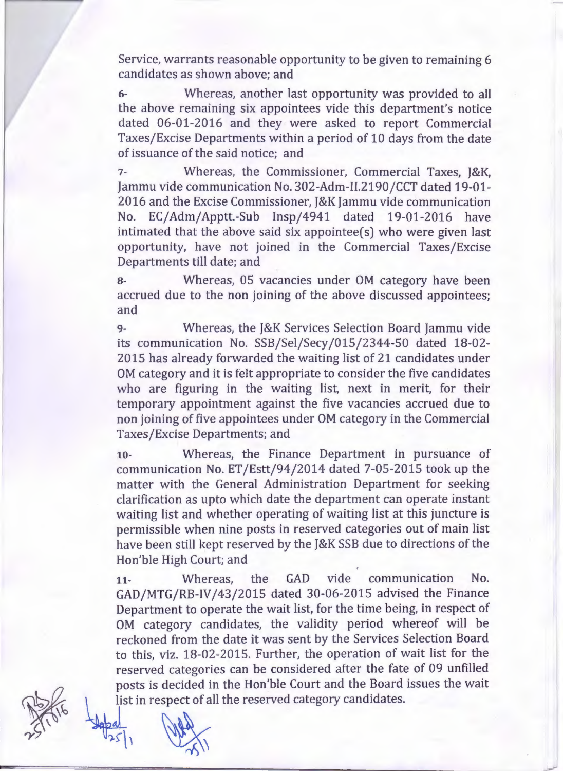Service, warrants reasonable opportunity to be given to remaining 6 candidates as shown above; and

6- Whereas, another last opportunity was provided to all the above remaining six appointees vide this department's notice dated 06-01-2016 and they were asked to report Commercial Taxes/Excise Departments within a period of 10 days from the date of issuance of the said notice; and

7- Whereas, the Commissioner, Commercial Taxes, J&K, Jammu vide communication No. 302-Adm-II.2190/CCT dated 19-01-2016 and the Excise Commissioner, J&K Jammu vide communication No. EC/Adm/Apptt.-Sub Insp/4941 dated 19-01-2016 have intimated that the above said six appointee(s) who were given last opportunity, have not joined in the Commercial Taxes/Excise Departments till date; and

8- Whereas, 05 vacancies under OM category have been accrued due to the non joining of the above discussed appointees; and

9- Whereas, the J&K Services Selection Board Jammu vide its communication No. SSB/Sel/Secy/015/2344-50 dated 18-02-2015 has already forwarded the waiting list of 21 candidates under OM category and it is felt appropriate to consider the five candidates who are figuring in the waiting list, next in merit, for their temporary appointment against the five vacancies accrued due to non joining of five appointees under OM category in the Commercial Taxes/Excise Departments; and

10- Whereas, the Finance Department in pursuance of communication No. ET/Estt/94/2014 dated 7-05-2015 took up the matter with the General Administration Department for seeking clarification as upto which date the department can operate instant waiting list and whether operating of waiting list at this juncture is permissible when nine posts in reserved categories out of main list have been still kept reserved by the J&K SSB due to directions of the Hon'ble High Court; and

11- Whereas, the GAD vide communication No. GAD/MTG/RB-IV/43/2015 dated 30-06-2015 advised the Finance Department to operate the wait list, for the time being, in respect of OM category candidates, the validity period whereof will be reckoned from the date it was sent by the Services Selection Board to this, viz. 18-02-2015. Further, the operation of wait list for the reserved categories can be considered after the fate of 09 unfilled posts is decided in the Hon'ble Court and the Board issues the wait list in respect of all the reserved category candidates.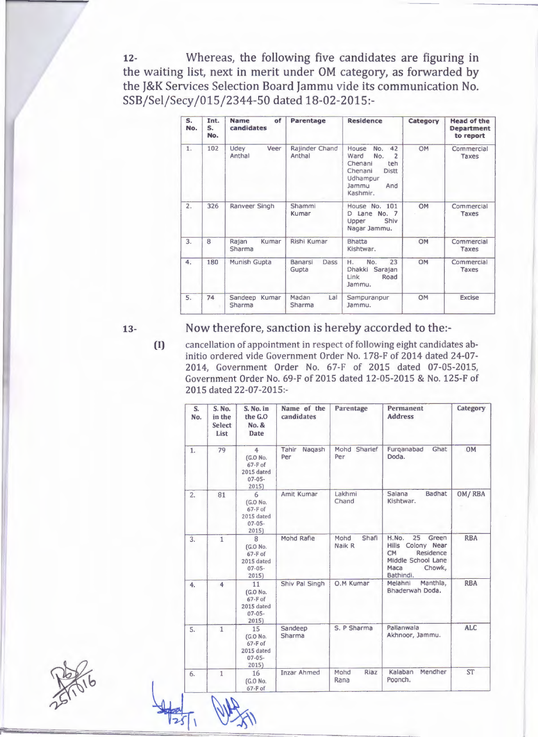12- Whereas, the following five candidates are figuring in the waiting list, next in merit under OM category, as forwarded by the J&K Services Selection Board Jammu vide its communication No. SSB/Sel/Secy/015/2344-50 dated 18-02-2015:-

| S. No. | Int. S. No. | Name of candidates | Parentage | Residence | Category | Head of the Department to report |
|---|---|---|---|---|---|---|
| 1. | 102 | Udey Veer Anthal | Rajinder Chand Anthal | House No. 42 Ward No. 2 Chenani teh Chenani Distt Udhampur Jammu And Kashmir. | OM | Commercial Taxes |
| 2. | 326 | Ranveer Singh | Shammi Kumar | House No. 101 D Lane No. 7 Upper Shiv Nagar Jammu. | OM | Commercial Taxes |
| 3. | 8 | Rajan Kumar Sharma | Rishi Kumar | Bhatta Kishtwar. | OM | Commercial Taxes |
| 4. | 180 | Munish Gupta | Banarsi Dass Gupta | H. No. 23 Dhakki Sarajan Link Road Jammu. | OM | Commercial Taxes |
| 5. | 74 | Sandeep Kumar Sharma | Madan Lal Sharma | Sampuranpur Jammu. | OM | Excise |

13- Now therefore, sanction is hereby accorded to the:-

(I) cancellation of appointment in respect of following eight candidates ab-initio ordered vide Government Order No. 178-F of 2014 dated 24-07-2014, Government Order No. 67-F of 2015 dated 07-05-2015, Government Order No. 69-F of 2015 dated 12-05-2015 & No. 125-F of 2015 dated 22-07-2015:-

| S. No. | S. No. in the Select List | S. No. in the G.O No. & Date | Name of the candidates | Parentage | Permanent Address | Category |
|---|---|---|---|---|---|---|
| 1. | 79 | 4 (G.O No. 67-F of 2015 dated 07-05-2015) | Tahir Naqash Per | Mohd Sharief Per | Furqanabad Ghat Doda. | OM |
| 2. | 81 | 6 (G.O No. 67-F of 2015 dated 07-05-2015) | Amit Kumar | Lakhmi Chand | Salana Badhat Kishtwar. | OM/ RBA |
| 3. | 1 | 8 (G.O No. 67-F of 2015 dated 07-05-2015) | Mohd Rafie | Mohd Shafi Naik R | H.No. 25 Green Hills Colony Near CM Residence Middle School Lane Maca Chowk, Bathindi. | RBA |
| 4. | 4 | 11 (G.O No. 67-F of 2015 dated 07-05-2015) | Shiv Pal Singh | O.M Kumar | Melahni Manthla, Bhaderwah Doda. | RBA |
| 5. | 1 | 15 (G.O No. 67-F of 2015 dated 07-05-2015) | Sandeep Sharma | S. P Sharma | Pallanwala Akhnoor, Jammu. | ALC |
| 6. | 1 | 16 (G.O No. 67-F of | Inzar Ahmed | Mohd Riaz Rana | Kalaban Mendher Poonch. | ST |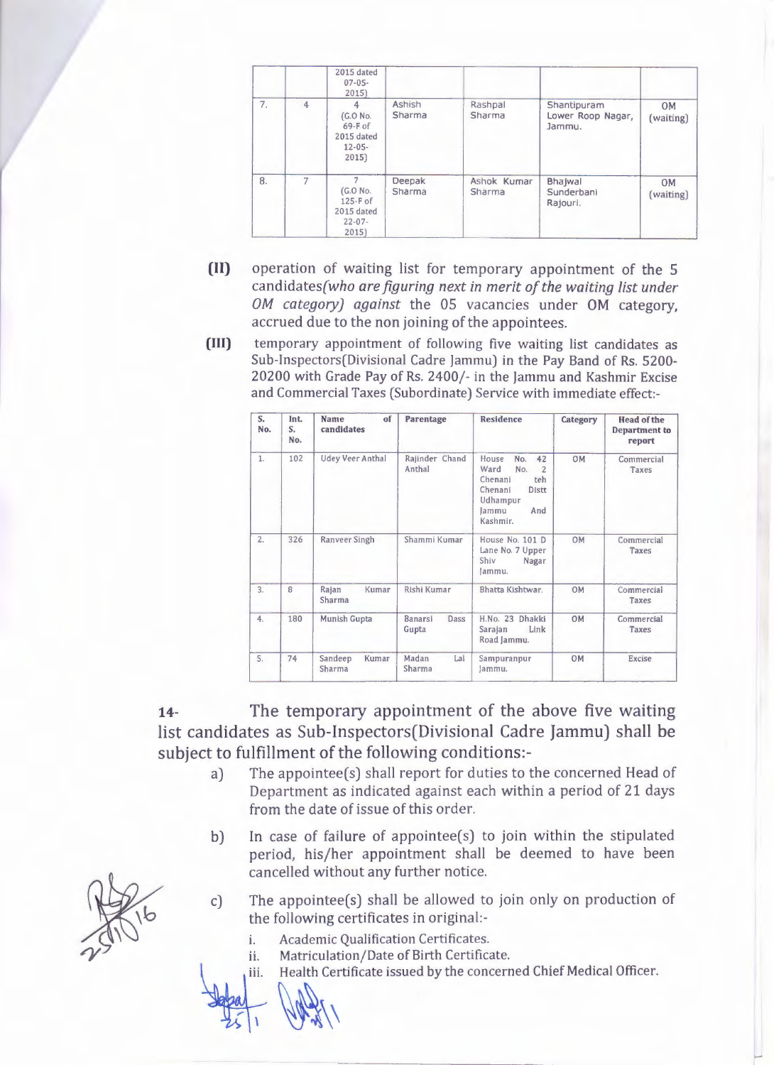| | | | | | | |
|---|---|---|---|---|---|---|
| | | 2015 dated 07-05-2015) | | | | |
| 7. | 4 | 4 (G.O No. 69-F of 2015 dated 12-05-2015) | Ashish Sharma | Rashpal Sharma | Shantipuram Lower Roop Nagar, Jammu. | OM (waiting) |
| 8. | 7 | 7 (G.O No. 125-F of 2015 dated 22-07-2015) | Deepak Sharma | Ashok Kumar Sharma | Bhajwal Sunderbani Rajouri. | OM (waiting) |

**(II)** operation of waiting list for temporary appointment of the 5 candidates*(who are figuring next in merit of the waiting list under OM category) against* the 05 vacancies under OM category, accrued due to the non joining of the appointees.

**(III)** temporary appointment of following five waiting list candidates as Sub-Inspectors(Divisional Cadre Jammu) in the Pay Band of Rs. 5200-20200 with Grade Pay of Rs. 2400/- in the Jammu and Kashmir Excise and Commercial Taxes (Subordinate) Service with immediate effect:-

| S. No. | Int. S. No. | Name of candidates | Parentage | Residence | Category | Head of the Department to report |
|---|---|---|---|---|---|---|
| 1. | 102 | Udey Veer Anthal | Rajinder Chand Anthal | House No. 42 Ward No. 2 Chenani teh Chenani Distt Udhampur Jammu And Kashmir. | OM | Commercial Taxes |
| 2. | 326 | Ranveer Singh | Shammi Kumar | House No. 101 D Lane No. 7 Upper Shiv Nagar Jammu. | OM | Commercial Taxes |
| 3. | 8 | Rajan Kumar Sharma | Rishi Kumar | Bhatta Kishtwar. | OM | Commercial Taxes |
| 4. | 180 | Munish Gupta | Banarsi Dass Gupta | H.No. 23 Dhakki Sarajan Link Road Jammu. | OM | Commercial Taxes |
| 5. | 74 | Sandeep Kumar Sharma | Madan Lal Sharma | Sampuranpur Jammu. | OM | Excise |

**14-** The temporary appointment of the above five waiting list candidates as Sub-Inspectors(Divisional Cadre Jammu) shall be subject to fulfillment of the following conditions:-

a) The appointee(s) shall report for duties to the concerned Head of Department as indicated against each within a period of 21 days from the date of issue of this order.

b) In case of failure of appointee(s) to join within the stipulated period, his/her appointment shall be deemed to have been cancelled without any further notice.

c) The appointee(s) shall be allowed to join only on production of the following certificates in original:-

i. Academic Qualification Certificates.
ii. Matriculation/Date of Birth Certificate.
iii. Health Certificate issued by the concerned Chief Medical Officer.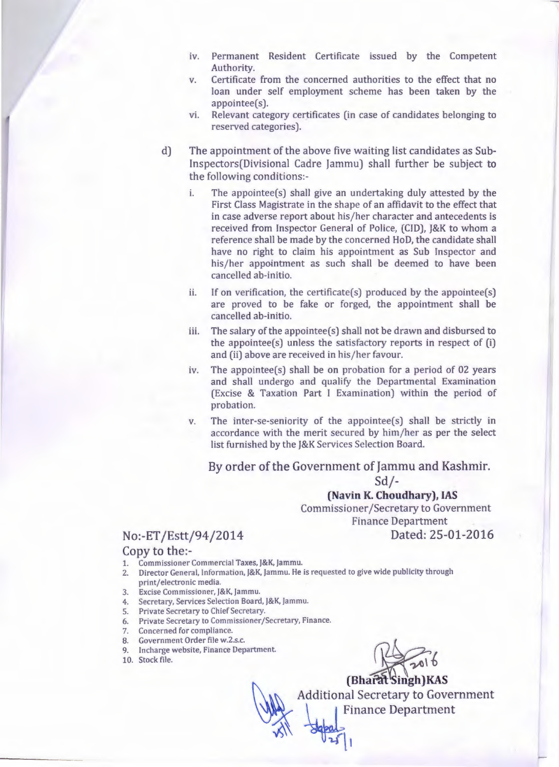iv. Permanent Resident Certificate issued by the Competent Authority.

v. Certificate from the concerned authorities to the effect that no loan under self employment scheme has been taken by the appointee(s).

vi. Relevant category certificates (in case of candidates belonging to reserved categories).

d) The appointment of the above five waiting list candidates as Sub-Inspectors(Divisional Cadre Jammu) shall further be subject to the following conditions:-

i. The appointee(s) shall give an undertaking duly attested by the First Class Magistrate in the shape of an affidavit to the effect that in case adverse report about his/her character and antecedents is received from Inspector General of Police, (CID), J&K to whom a reference shall be made by the concerned HoD, the candidate shall have no right to claim his appointment as Sub Inspector and his/her appointment as such shall be deemed to have been cancelled ab-initio.

ii. If on verification, the certificate(s) produced by the appointee(s) are proved to be fake or forged, the appointment shall be cancelled ab-initio.

iii. The salary of the appointee(s) shall not be drawn and disbursed to the appointee(s) unless the satisfactory reports in respect of (i) and (ii) above are received in his/her favour.

iv. The appointee(s) shall be on probation for a period of 02 years and shall undergo and qualify the Departmental Examination (Excise & Taxation Part I Examination) within the period of probation.

v. The inter-se-seniority of the appointee(s) shall be strictly in accordance with the merit secured by him/her as per the select list furnished by the J&K Services Selection Board.

By order of the Government of Jammu and Kashmir.

Sd/-

**(Navin K. Choudhary), IAS**
Commissioner/Secretary to Government
Finance Department

No:-ET/Estt/94/2014

Dated: 25-01-2016

Copy to the:-

1. Commissioner Commercial Taxes, J&K, Jammu.
2. Director General, Information, J&K, Jammu. He is requested to give wide publicity through print/electronic media.
3. Excise Commissioner, J&K, Jammu.
4. Secretary, Services Selection Board, J&K, Jammu.
5. Private Secretary to Chief Secretary.
6. Private Secretary to Commissioner/Secretary, Finance.
7. Concerned for compliance.
8. Government Order file w.2.s.c.
9. Incharge website, Finance Department.
10. Stock file.

**(Bharat Singh)KAS**
Additional Secretary to Government
Finance Department